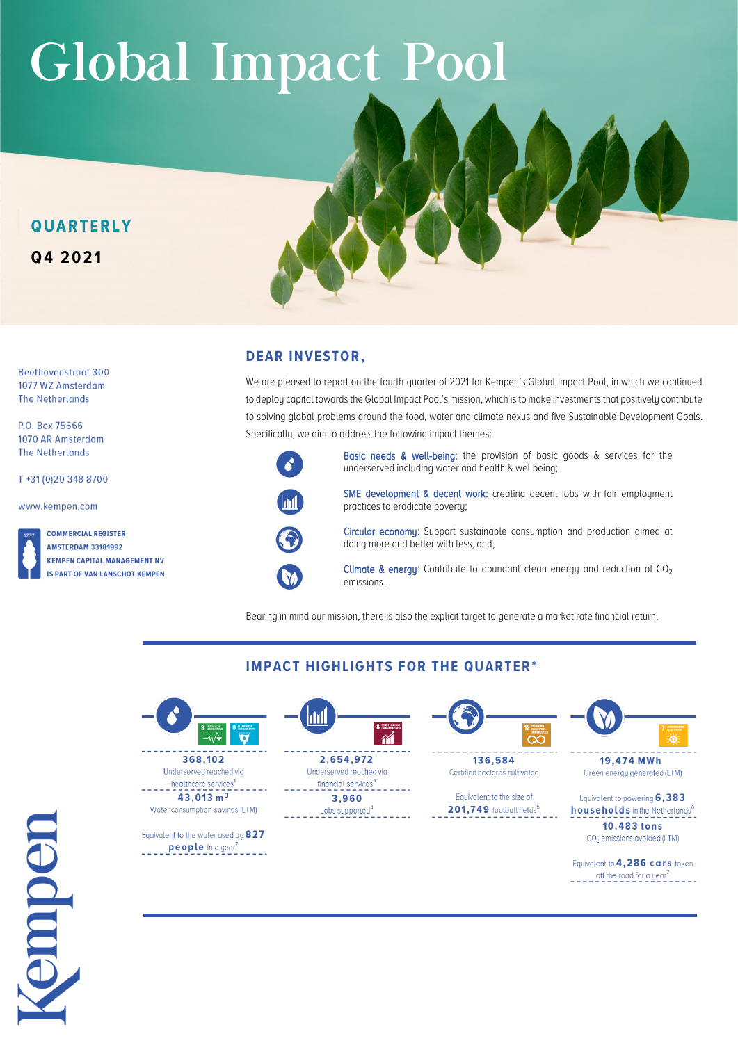# Global Impact Pool

**QUARTERLY**

**Q4 2021**

Beethovenstraat 300
1077 WZ Amsterdam
The Netherlands

P.O. Box 75666
1070 AR Amsterdam
The Netherlands

T +31 (0)20 348 8700

www.kempen.com

COMMERCIAL REGISTER
AMSTERDAM 33181992
KEMPEN CAPITAL MANAGEMENT NV
IS PART OF VAN LANSCHOT KEMPEN

## DEAR INVESTOR,

We are pleased to report on the fourth quarter of 2021 for Kempen's Global Impact Pool, in which we continued to deploy capital towards the Global Impact Pool's mission, which is to make investments that positively contribute to solving global problems around the food, water and climate nexus and five Sustainable Development Goals. Specifically, we aim to address the following impact themes:

- Basic needs & well-being: the provision of basic goods & services for the underserved including water and health & wellbeing;
- SME development & decent work: creating decent jobs with fair employment practices to eradicate poverty;
- Circular economy: Support sustainable consumption and production aimed at doing more and better with less, and;
- Climate & energy: Contribute to abundant clean energy and reduction of $CO_2$ emissions.

Bearing in mind our mission, there is also the explicit target to generate a market rate financial return.

## IMPACT HIGHLIGHTS FOR THE QUARTER*

**Basic needs & well-being**

- **368,102** Underserved reached via healthcare services[1]
- **43,013 m³** Water consumption savings (LTM)
- Equivalent to the water used by **827 people** in a year[2]

**SME development & decent work**

- **2,654,972** Underserved reached via financial services[3]
- **3,960** Jobs supported[4]

**Circular economy**

- **136,584** Certified hectares cultivated
- Equivalent to the size of **201,749** football fields[5]

**Climate & energy**

- **19,474 MWh** Green energy generated (LTM)
- Equivalent to powering **6,383 households** in the Netherlands[6]
- **10,483 tons** $CO_2$ emissions avoided (LTM)
- Equivalent to **4,286 cars** taken off the road for a year[7]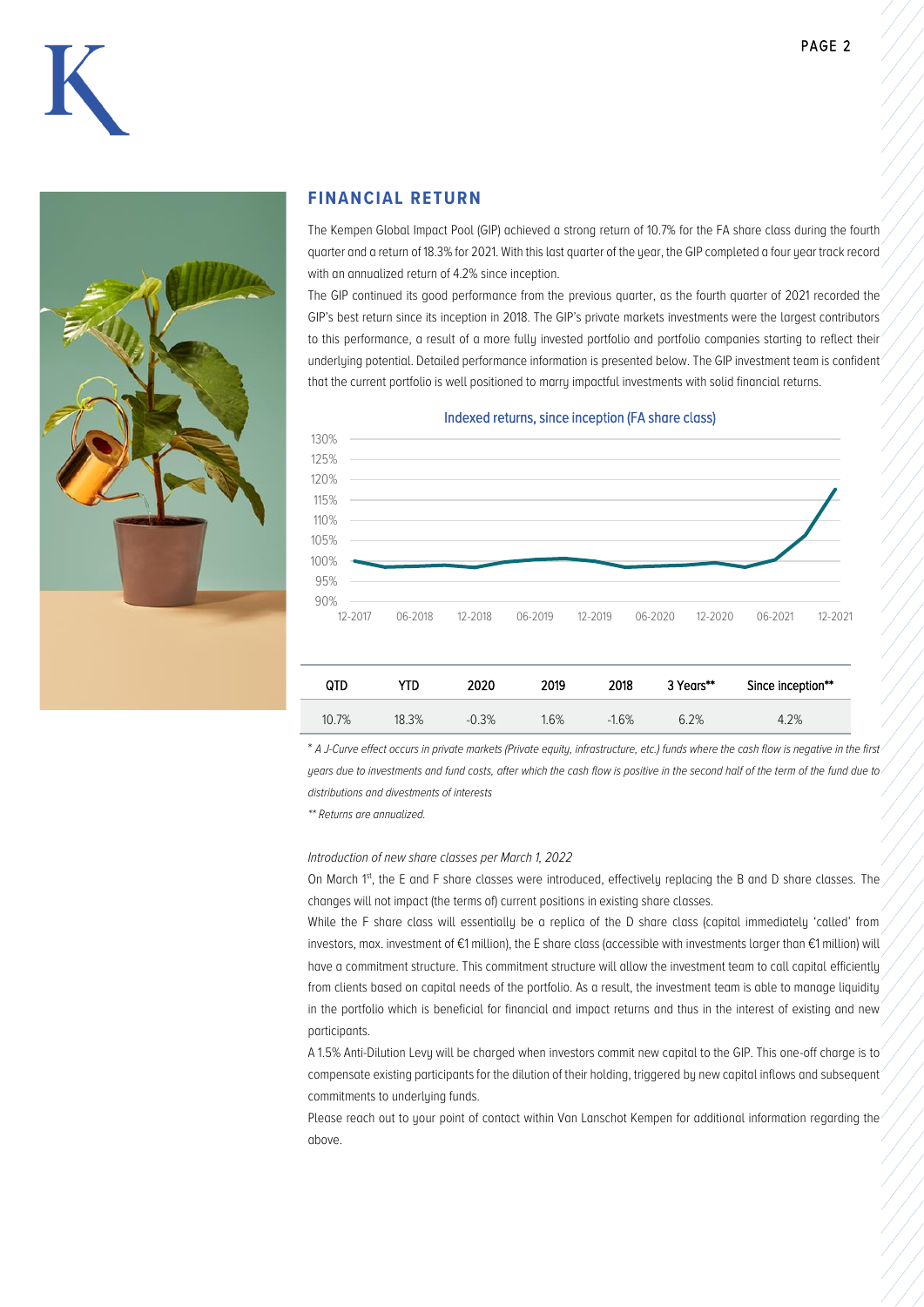## FINANCIAL RETURN

The Kempen Global Impact Pool (GIP) achieved a strong return of 10.7% for the FA share class during the fourth quarter and a return of 18.3% for 2021. With this last quarter of the year, the GIP completed a four year track record with an annualized return of 4.2% since inception.

The GIP continued its good performance from the previous quarter, as the fourth quarter of 2021 recorded the GIP's best return since its inception in 2018. The GIP's private markets investments were the largest contributors to this performance, a result of a more fully invested portfolio and portfolio companies starting to reflect their underlying potential. Detailed performance information is presented below. The GIP investment team is confident that the current portfolio is well positioned to marry impactful investments with solid financial returns.

Indexed returns, since inception (FA share class)

| QTD | YTD | 2020 | 2019 | 2018 | 3 Years** | Since inception** |
|---|---|---|---|---|---|---|
| 10.7% | 18.3% | -0.3% | 1.6% | -1.6% | 6.2% | 4.2% |

*\* A J-Curve effect occurs in private markets (Private equity, infrastructure, etc.) funds where the cash flow is negative in the first years due to investments and fund costs, after which the cash flow is positive in the second half of the term of the fund due to distributions and divestments of interests*

*\*\* Returns are annualized.*

*Introduction of new share classes per March 1, 2022*

On March 1st, the E and F share classes were introduced, effectively replacing the B and D share classes. The changes will not impact (the terms of) current positions in existing share classes.

While the F share class will essentially be a replica of the D share class (capital immediately 'called' from investors, max. investment of €1 million), the E share class (accessible with investments larger than €1 million) will have a commitment structure. This commitment structure will allow the investment team to call capital efficiently from clients based on capital needs of the portfolio. As a result, the investment team is able to manage liquidity in the portfolio which is beneficial for financial and impact returns and thus in the interest of existing and new participants.

A 1.5% Anti-Dilution Levy will be charged when investors commit new capital to the GIP. This one-off charge is to compensate existing participants for the dilution of their holding, triggered by new capital inflows and subsequent commitments to underlying funds.

Please reach out to your point of contact within Van Lanschot Kempen for additional information regarding the above.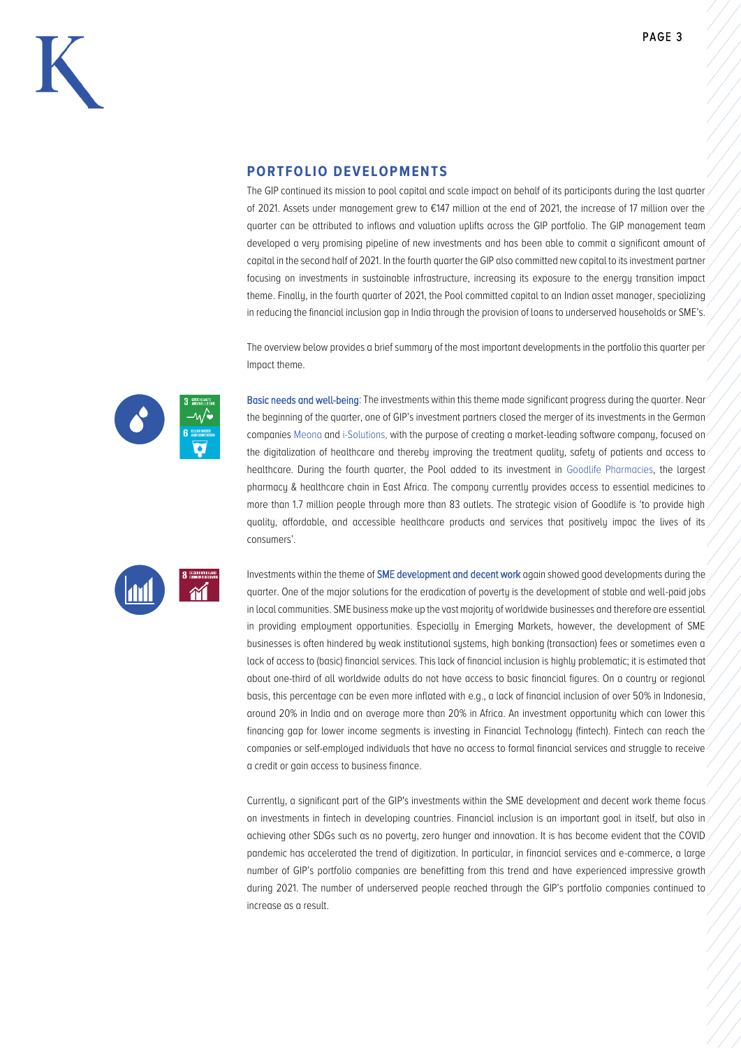## PORTFOLIO DEVELOPMENTS

The GIP continued its mission to pool capital and scale impact on behalf of its participants during the last quarter of 2021. Assets under management grew to €147 million at the end of 2021, the increase of 17 million over the quarter can be attributed to inflows and valuation uplifts across the GIP portfolio. The GIP management team developed a very promising pipeline of new investments and has been able to commit a significant amount of capital in the second half of 2021. In the fourth quarter the GIP also committed new capital to its investment partner focusing on investments in sustainable infrastructure, increasing its exposure to the energy transition impact theme. Finally, in the fourth quarter of 2021, the Pool committed capital to an Indian asset manager, specializing in reducing the financial inclusion gap in India through the provision of loans to underserved households or SME's.

The overview below provides a brief summary of the most important developments in the portfolio this quarter per Impact theme.

**Basic needs and well-being**: The investments within this theme made significant progress during the quarter. Near the beginning of the quarter, one of GIP's investment partners closed the merger of its investments in the German companies Meona and i-Solutions, with the purpose of creating a market-leading software company, focused on the digitalization of healthcare and thereby improving the treatment quality, safety of patients and access to healthcare. During the fourth quarter, the Pool added to its investment in Goodlife Pharmacies, the largest pharmacy & healthcare chain in East Africa. The company currently provides access to essential medicines to more than 1.7 million people through more than 83 outlets. The strategic vision of Goodlife is 'to provide high quality, affordable, and accessible healthcare products and services that positively impac the lives of its consumers'.

Investments within the theme of **SME development and decent work** again showed good developments during the quarter. One of the major solutions for the eradication of poverty is the development of stable and well-paid jobs in local communities. SME business make up the vast majority of worldwide businesses and therefore are essential in providing employment opportunities. Especially in Emerging Markets, however, the development of SME businesses is often hindered by weak institutional systems, high banking (transaction) fees or sometimes even a lack of access to (basic) financial services. This lack of financial inclusion is highly problematic; it is estimated that about one-third of all worldwide adults do not have access to basic financial figures. On a country or regional basis, this percentage can be even more inflated with e.g., a lack of financial inclusion of over 50% in Indonesia, around 20% in India and on average more than 20% in Africa. An investment opportunity which can lower this financing gap for lower income segments is investing in Financial Technology (fintech). Fintech can reach the companies or self-employed individuals that have no access to formal financial services and struggle to receive a credit or gain access to business finance.

Currently, a significant part of the GIP's investments within the SME development and decent work theme focus on investments in fintech in developing countries. Financial inclusion is an important goal in itself, but also in achieving other SDGs such as no poverty, zero hunger and innovation. It is has become evident that the COVID pandemic has accelerated the trend of digitization. In particular, in financial services and e-commerce, a large number of GIP's portfolio companies are benefitting from this trend and have experienced impressive growth during 2021. The number of underserved people reached through the GIP's portfolio companies continued to increase as a result.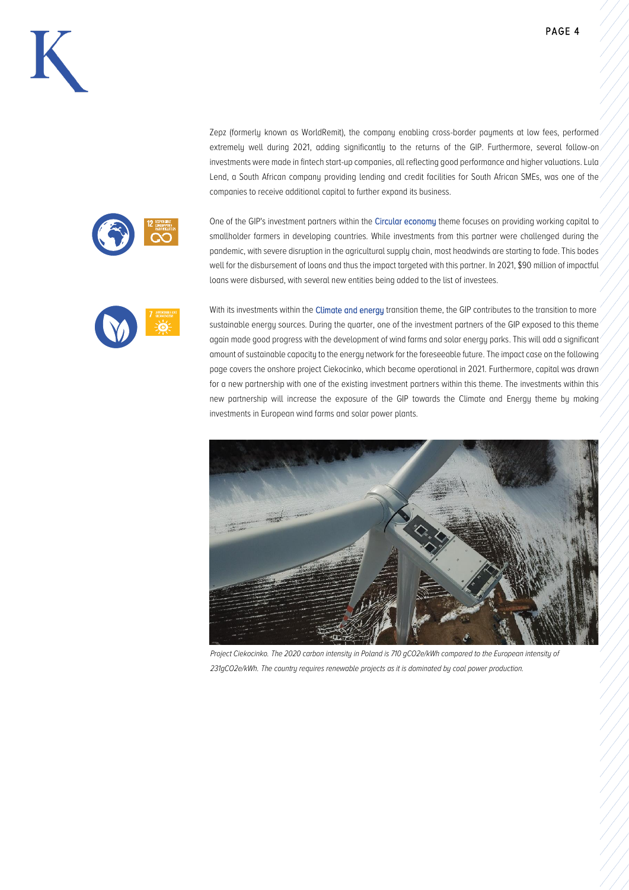Zepz (formerly known as WorldRemit), the company enabling cross-border payments at low fees, performed extremely well during 2021, adding significantly to the returns of the GIP. Furthermore, several follow-on investments were made in fintech start-up companies, all reflecting good performance and higher valuations. Lula Lend, a South African company providing lending and credit facilities for South African SMEs, was one of the companies to receive additional capital to further expand its business.

One of the GIP's investment partners within the **Circular economy** theme focuses on providing working capital to smallholder farmers in developing countries. While investments from this partner were challenged during the pandemic, with severe disruption in the agricultural supply chain, most headwinds are starting to fade. This bodes well for the disbursement of loans and thus the impact targeted with this partner. In 2021, $90 million of impactful loans were disbursed, with several new entities being added to the list of investees.

With its investments within the **Climate and energy** transition theme, the GIP contributes to the transition to more sustainable energy sources. During the quarter, one of the investment partners of the GIP exposed to this theme again made good progress with the development of wind farms and solar energy parks. This will add a significant amount of sustainable capacity to the energy network for the foreseeable future. The impact case on the following page covers the onshore project Ciekocinko, which became operational in 2021. Furthermore, capital was drawn for a new partnership with one of the existing investment partners within this theme. The investments within this new partnership will increase the exposure of the GIP towards the Climate and Energy theme by making investments in European wind farms and solar power plants.

*Project Ciekocinko. The 2020 carbon intensity in Poland is 710 gCO2e/kWh compared to the European intensity of 231gCO2e/kWh. The country requires renewable projects as it is dominated by coal power production.*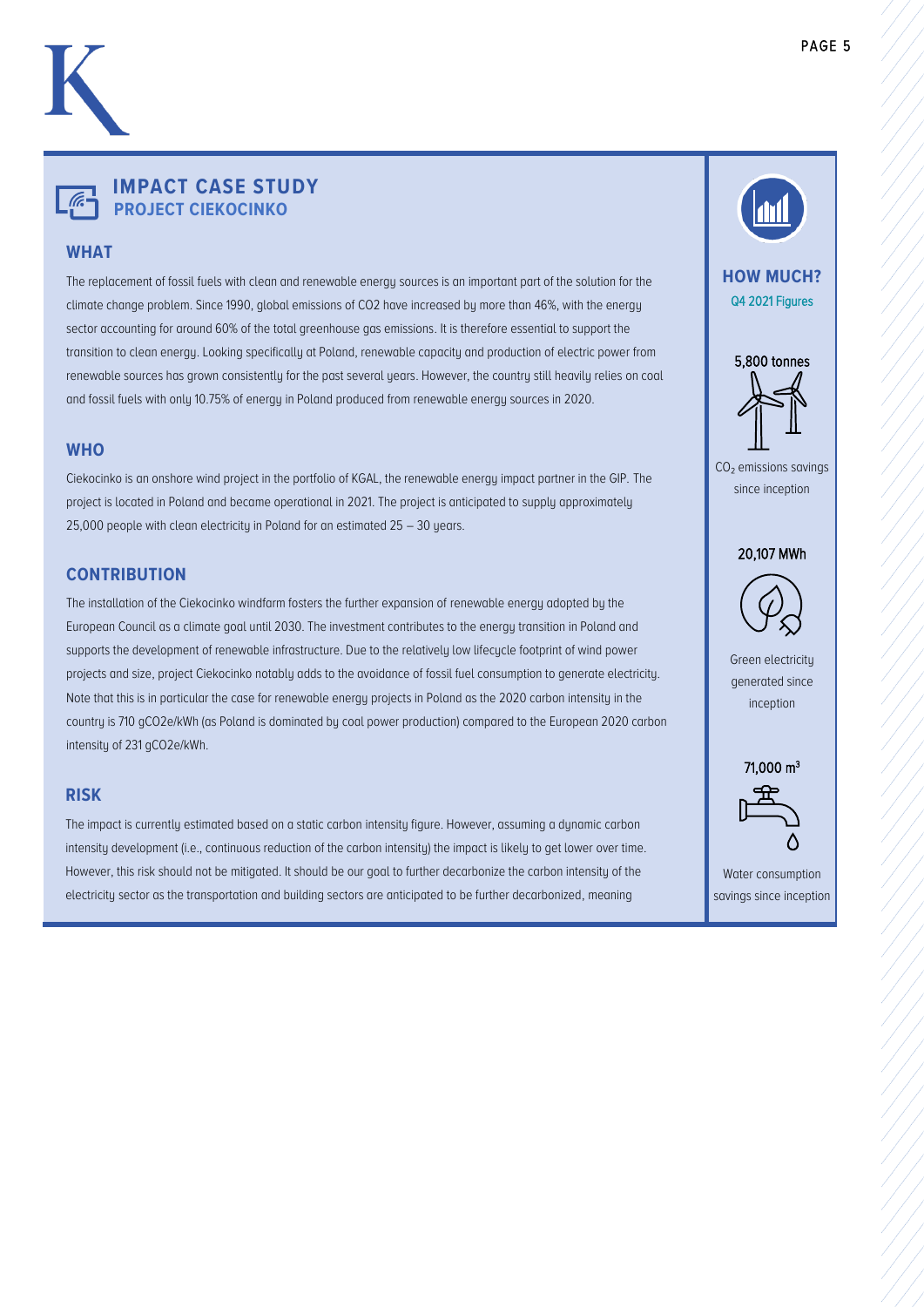## IMPACT CASE STUDY
### PROJECT CIEKOCINKO

### WHAT

The replacement of fossil fuels with clean and renewable energy sources is an important part of the solution for the climate change problem. Since 1990, global emissions of CO2 have increased by more than 46%, with the energy sector accounting for around 60% of the total greenhouse gas emissions. It is therefore essential to support the transition to clean energy. Looking specifically at Poland, renewable capacity and production of electric power from renewable sources has grown consistently for the past several years. However, the country still heavily relies on coal and fossil fuels with only 10.75% of energy in Poland produced from renewable energy sources in 2020.

### WHO

Ciekocinko is an onshore wind project in the portfolio of KGAL, the renewable energy impact partner in the GIP. The project is located in Poland and became operational in 2021. The project is anticipated to supply approximately 25,000 people with clean electricity in Poland for an estimated 25 – 30 years.

### CONTRIBUTION

The installation of the Ciekocinko windfarm fosters the further expansion of renewable energy adopted by the European Council as a climate goal until 2030. The investment contributes to the energy transition in Poland and supports the development of renewable infrastructure. Due to the relatively low lifecycle footprint of wind power projects and size, project Ciekocinko notably adds to the avoidance of fossil fuel consumption to generate electricity. Note that this is in particular the case for renewable energy projects in Poland as the 2020 carbon intensity in the country is 710 gCO2e/kWh (as Poland is dominated by coal power production) compared to the European 2020 carbon intensity of 231 gCO2e/kWh.

### RISK

The impact is currently estimated based on a static carbon intensity figure. However, assuming a dynamic carbon intensity development (i.e., continuous reduction of the carbon intensity) the impact is likely to get lower over time. However, this risk should not be mitigated. It should be our goal to further decarbonize the carbon intensity of the electricity sector as the transportation and building sectors are anticipated to be further decarbonized, meaning

### HOW MUCH?

**Q4 2021 Figures**

**5,800 tonnes**

$CO_2$ emissions savings since inception

**20,107 MWh**

Green electricity generated since inception

**71,000 m$^3$**

Water consumption savings since inception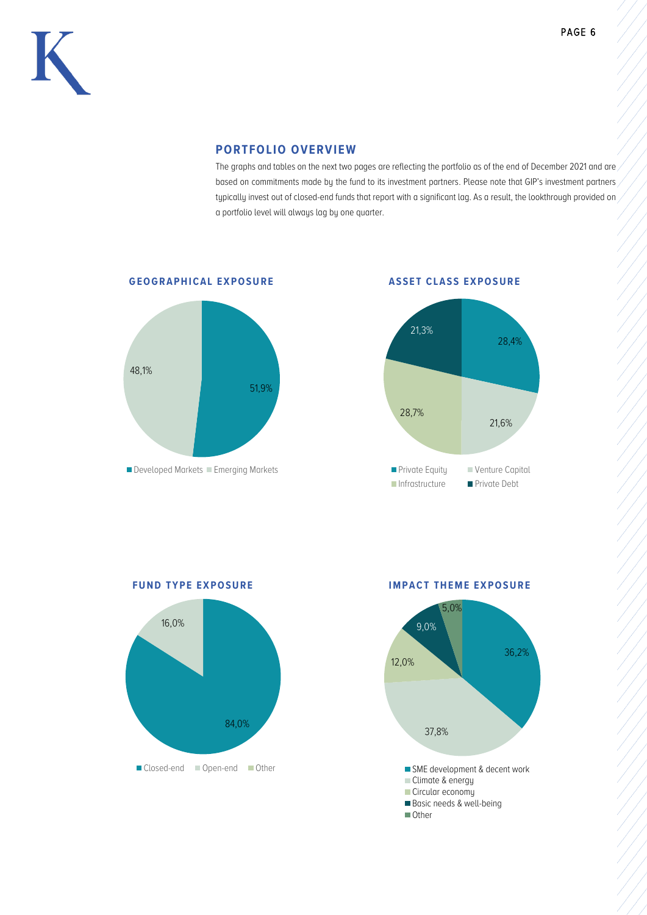## PORTFOLIO OVERVIEW

The graphs and tables on the next two pages are reflecting the portfolio as of the end of December 2021 and are based on commitments made by the fund to its investment partners. Please note that GIP's investment partners typically invest out of closed-end funds that report with a significant lag. As a result, the lookthrough provided on a portfolio level will always lag by one quarter.

### GEOGRAPHICAL EXPOSURE

| Region | Share |
|---|---|
| Developed Markets | 51,9% |
| Emerging Markets | 48,1% |

### ASSET CLASS EXPOSURE

| Asset class | Share |
|---|---|
| Private Equity | 28,4% |
| Venture Capital | 21,6% |
| Infrastructure | 28,7% |
| Private Debt | 21,3% |

### FUND TYPE EXPOSURE

| Fund type | Share |
|---|---|
| Closed-end | 84,0% |
| Open-end | 16,0% |
| Other | |

### IMPACT THEME EXPOSURE

| Impact theme | Share |
|---|---|
| SME development & decent work | 36,2% |
| Climate & energy | 37,8% |
| Circular economy | 12,0% |
| Basic needs & well-being | 9,0% |
| Other | 5,0% |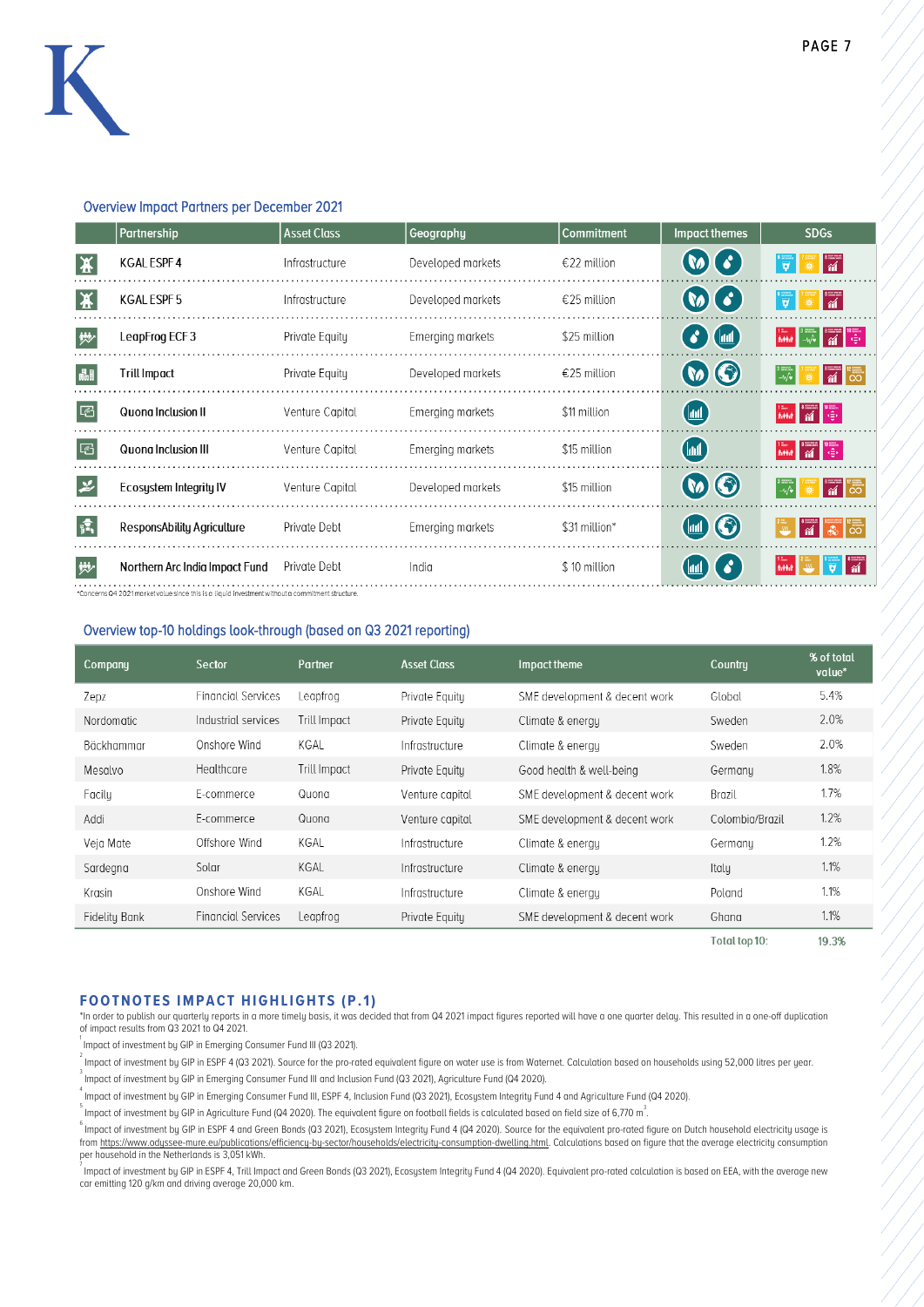## Overview Impact Partners per December 2021

| | Partnership | Asset Class | Geography | Commitment | Impact themes | SDGs |
|---|---|---|---|---|---|---|
| | KGAL ESPF 4 | Infrastructure | Developed markets | €22 million | | |
| | KGAL ESPF 5 | Infrastructure | Developed markets | €25 million | | |
| | LeapFrog ECF 3 | Private Equity | Emerging markets | $25 million | | |
| | Trill Impact | Private Equity | Developed markets | €25 million | | |
| | Quona Inclusion II | Venture Capital | Emerging markets | $11 million | | |
| | Quona Inclusion III | Venture Capital | Emerging markets | $15 million | | |
| | Ecosystem Integrity IV | Venture Capital | Developed markets | $15 million | | |
| | ResponsAbility Agriculture | Private Debt | Emerging markets | $31 million* | | |
| | Northern Arc India Impact Fund | Private Debt | India | $ 10 million | | |

*Concerns Q4 2021 market value since this is a liquid investment without a commitment structure.

## Overview top-10 holdings look-through (based on Q3 2021 reporting)

| Company | Sector | Partner | Asset Class | Impact theme | Country | % of total value* |
|---|---|---|---|---|---|---|
| Zepz | Financial Services | Leapfrog | Private Equity | SME development & decent work | Global | 5.4% |
| Nordomatic | Industrial services | Trill Impact | Private Equity | Climate & energy | Sweden | 2.0% |
| Bäckhammar | Onshore Wind | KGAL | Infrastructure | Climate & energy | Sweden | 2.0% |
| Mesalvo | Healthcare | Trill Impact | Private Equity | Good health & well-being | Germany | 1.8% |
| Facily | E-commerce | Quona | Venture capital | SME development & decent work | Brazil | 1.7% |
| Addi | E-commerce | Quona | Venture capital | SME development & decent work | Colombia/Brazil | 1.2% |
| Veja Mate | Offshore Wind | KGAL | Infrastructure | Climate & energy | Germany | 1.2% |
| Sardegna | Solar | KGAL | Infrastructure | Climate & energy | Italy | 1.1% |
| Krasin | Onshore Wind | KGAL | Infrastructure | Climate & energy | Poland | 1.1% |
| Fidelity Bank | Financial Services | Leapfrog | Private Equity | SME development & decent work | Ghana | 1.1% |
| | | | | | Total top 10: | 19.3% |

## FOOTNOTES IMPACT HIGHLIGHTS (P.1)

*In order to publish our quarterly reports in a more timely basis, it was decided that from Q4 2021 impact figures reported will have a one quarter delay. This resulted in a one-off duplication of impact results from Q3 2021 to Q4 2021.

[1] Impact of investment by GIP in Emerging Consumer Fund III (Q3 2021).

[2] Impact of investment by GIP in ESPF 4 (Q3 2021). Source for the pro-rated equivalent figure on water use is from Waternet. Calculation based on households using 52,000 litres per year.

[3] Impact of investment by GIP in Emerging Consumer Fund III and Inclusion Fund (Q3 2021), Agriculture Fund (Q4 2020).

[4] Impact of investment by GIP in Emerging Consumer Fund III, ESPF 4, Inclusion Fund (Q3 2021), Ecosystem Integrity Fund 4 and Agriculture Fund (Q4 2020).

[5] Impact of investment by GIP in Agriculture Fund (Q4 2020). The equivalent figure on football fields is calculated based on field size of 6,770 $m^3$.

[6] Impact of investment by GIP in ESPF 4 and Green Bonds (Q3 2021), Ecosystem Integrity Fund 4 (Q4 2020). Source for the equivalent pro-rated figure on Dutch household electricity usage is from https://www.odyssee-mure.eu/publications/efficiency-by-sector/households/electricity-consumption-dwelling.html. Calculations based on figure that the average electricity consumption per household in the Netherlands is 3,051 kWh.

[7] Impact of investment by GIP in ESPF 4, Trill Impact and Green Bonds (Q3 2021), Ecosystem Integrity Fund 4 (Q4 2020). Equivalent pro-rated calculation is based on EEA, with the average new car emitting 120 g/km and driving average 20,000 km.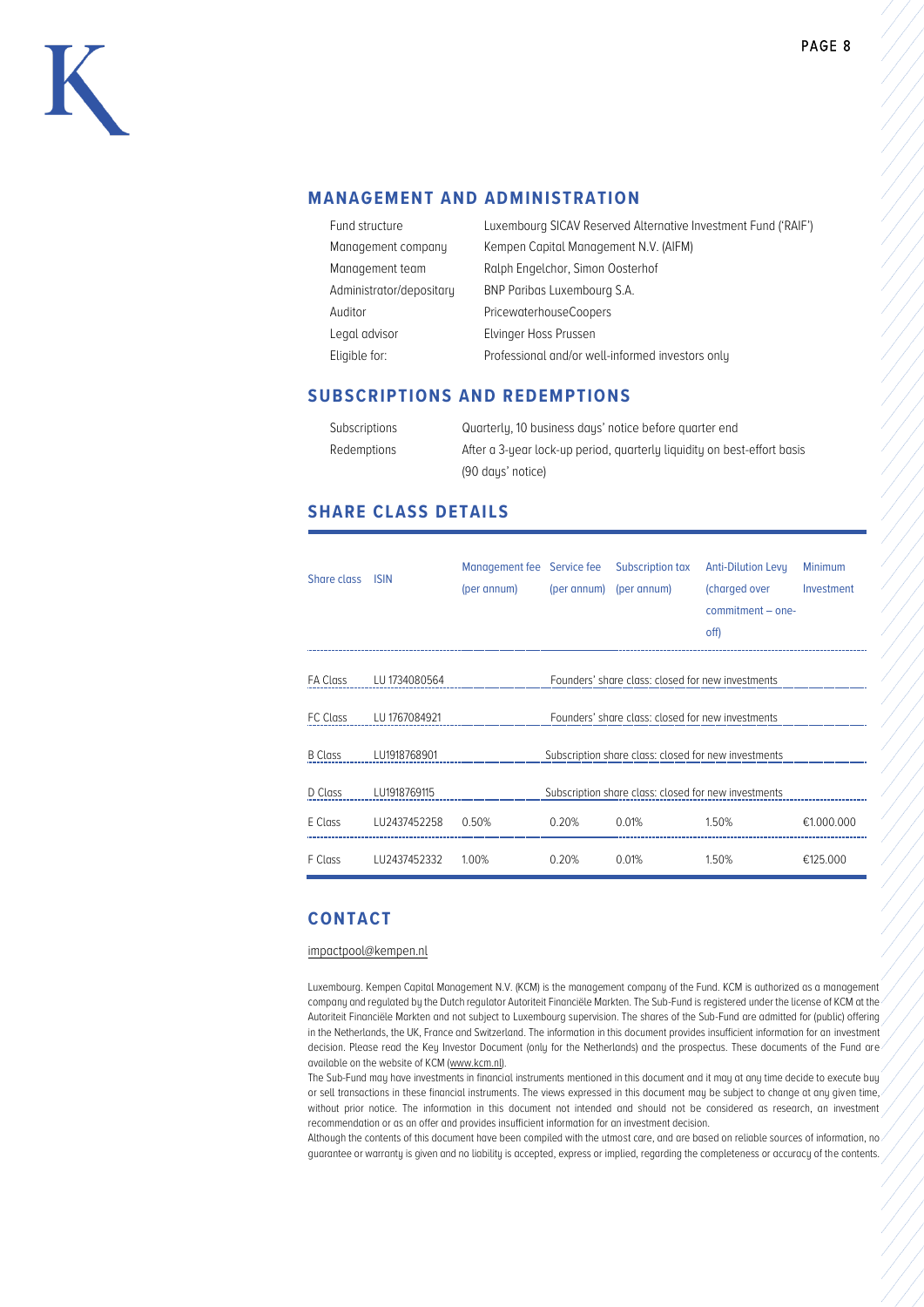## MANAGEMENT AND ADMINISTRATION

| | |
|---|---|
| Fund structure | Luxembourg SICAV Reserved Alternative Investment Fund ('RAIF') |
| Management company | Kempen Capital Management N.V. (AIFM) |
| Management team | Ralph Engelchor, Simon Oosterhof |
| Administrator/depositary | BNP Paribas Luxembourg S.A. |
| Auditor | PricewaterhouseCoopers |
| Legal advisor | Elvinger Hoss Prussen |
| Eligible for: | Professional and/or well-informed investors only |

## SUBSCRIPTIONS AND REDEMPTIONS

| | |
|---|---|
| Subscriptions | Quarterly, 10 business days' notice before quarter end |
| Redemptions | After a 3-year lock-up period, quarterly liquidity on best-effort basis (90 days' notice) |

## SHARE CLASS DETAILS

| Share class | ISIN | Management fee (per annum) | Service fee (per annum) | Subscription tax (per annum) | Anti-Dilution Levy (charged over commitment – one-off) | Minimum Investment |
|---|---|---|---|---|---|---|
| FA Class | LU 1734080564 | Founders' share class: closed for new investments | | | | |
| FC Class | LU 1767084921 | Founders' share class: closed for new investments | | | | |
| B Class | LU1918768901 | Subscription share class: closed for new investments | | | | |
| D Class | LU1918769115 | Subscription share class: closed for new investments | | | | |
| E Class | LU2437452258 | 0.50% | 0.20% | 0.01% | 1.50% | €1.000.000 |
| F Class | LU2437452332 | 1.00% | 0.20% | 0.01% | 1.50% | €125.000 |

## CONTACT

impactpool@kempen.nl

Luxembourg. Kempen Capital Management N.V. (KCM) is the management company of the Fund. KCM is authorized as a management company and regulated by the Dutch regulator Autoriteit Financiële Markten. The Sub-Fund is registered under the license of KCM at the Autoriteit Financiële Markten and not subject to Luxembourg supervision. The shares of the Sub-Fund are admitted for (public) offering in the Netherlands, the UK, France and Switzerland. The information in this document provides insufficient information for an investment decision. Please read the Key Investor Document (only for the Netherlands) and the prospectus. These documents of the Fund are available on the website of KCM (www.kcm.nl).

The Sub-Fund may have investments in financial instruments mentioned in this document and it may at any time decide to execute buy or sell transactions in these financial instruments. The views expressed in this document may be subject to change at any given time, without prior notice. The information in this document not intended and should not be considered as research, an investment recommendation or as an offer and provides insufficient information for an investment decision.

Although the contents of this document have been compiled with the utmost care, and are based on reliable sources of information, no guarantee or warranty is given and no liability is accepted, express or implied, regarding the completeness or accuracy of the contents.